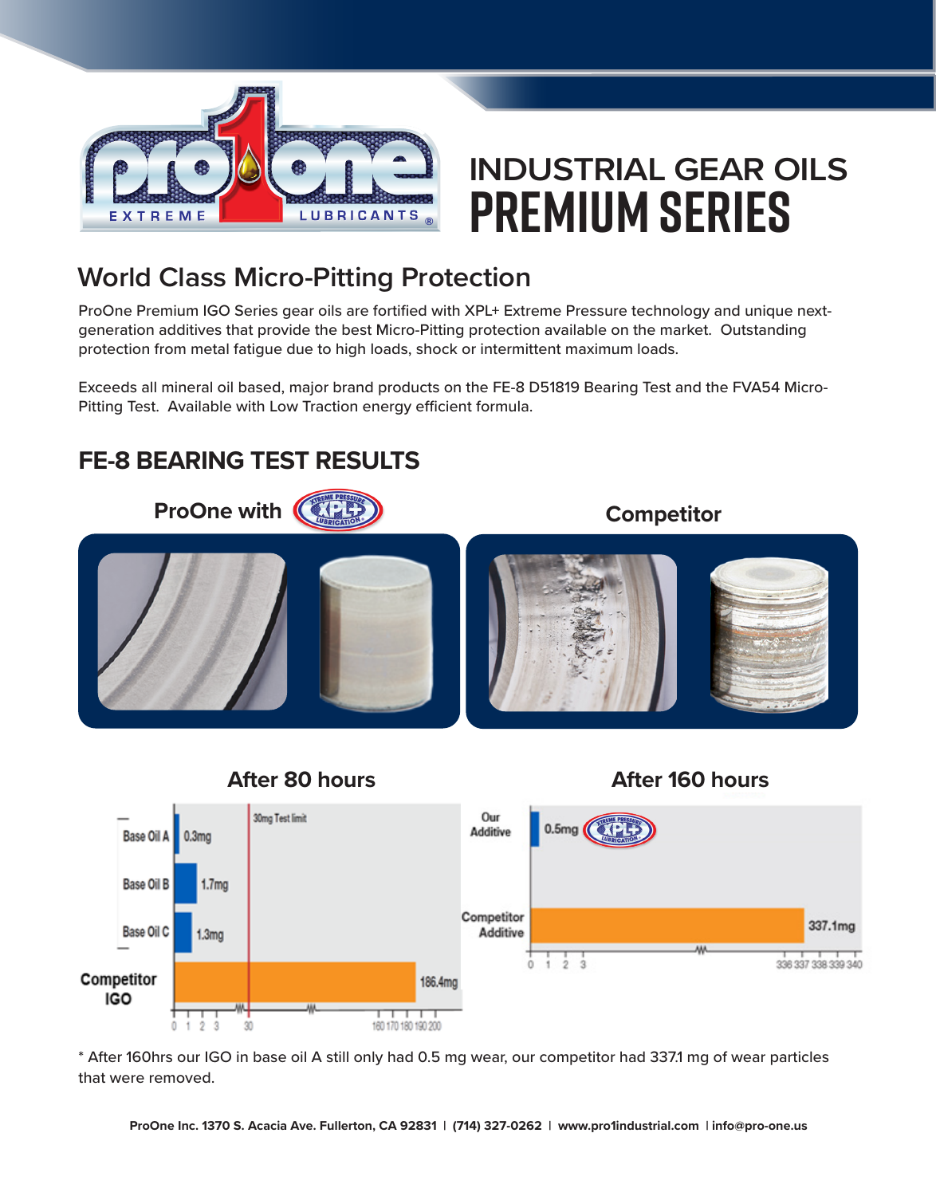# INDUSTRIAL GEAR OILS
# PREMIUM SERIES

## World Class Micro-Pitting Protection

ProOne Premium IGO Series gear oils are fortified with XPL+ Extreme Pressure technology and unique next-generation additives that provide the best Micro-Pitting protection available on the market. Outstanding protection from metal fatigue due to high loads, shock or intermittent maximum loads.

Exceeds all mineral oil based, major brand products on the FE-8 D51819 Bearing Test and the FVA54 Micro-Pitting Test. Available with Low Traction energy efficient formula.

## FE-8 BEARING TEST RESULTS

**ProOne with XPL+** | **Competitor**

### After 80 hours

| Sample | Wear |
| --- | --- |
| Base Oil A | 0.3mg |
| Base Oil B | 1.7mg |
| Base Oil C | 1.3mg |
| Competitor IGO | 186.4mg |

30mg Test limit

### After 160 hours

| Sample | Wear |
| --- | --- |
| Our Additive | 0.5mg |
| Competitor Additive | 337.1mg |

* After 160hrs our IGO in base oil A still only had 0.5 mg wear, our competitor had 337.1 mg of wear particles that were removed.

ProOne Inc. 1370 S. Acacia Ave. Fullerton, CA 92831 | (714) 327-0262 | www.pro1industrial.com | info@pro-one.us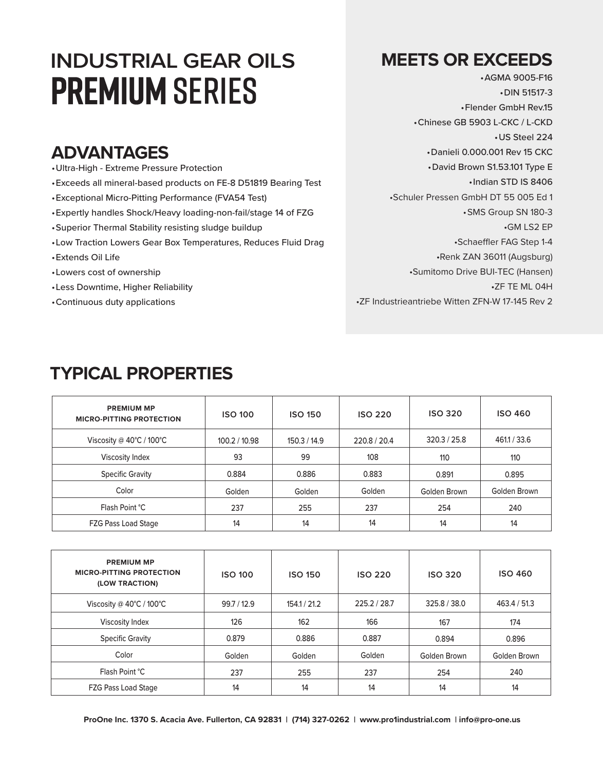# INDUSTRIAL GEAR OILS PREMIUM SERIES

## ADVANTAGES

- Ultra-High - Extreme Pressure Protection
- Exceeds all mineral-based products on FE-8 D51819 Bearing Test
- Exceptional Micro-Pitting Performance (FVA54 Test)
- Expertly handles Shock/Heavy loading-non-fail/stage 14 of FZG
- Superior Thermal Stability resisting sludge buildup
- Low Traction Lowers Gear Box Temperatures, Reduces Fluid Drag
- Extends Oil Life
- Lowers cost of ownership
- Less Downtime, Higher Reliability
- Continuous duty applications

## MEETS OR EXCEEDS

- AGMA 9005-F16
- DIN 51517-3
- Flender GmbH Rev.15
- Chinese GB 5903 L-CKC / L-CKD
- US Steel 224
- Danieli 0.000.001 Rev 15 CKC
- David Brown S1.53.101 Type E
- Indian STD IS 8406
- Schuler Pressen GmbH DT 55 005 Ed 1
- SMS Group SN 180-3
- GM LS2 EP
- Schaeffler FAG Step 1-4
- Renk ZAN 36011 (Augsburg)
- Sumitomo Drive BUI-TEC (Hansen)
- ZF TE ML 04H
- ZF Industrieantriebe Witten ZFN-W 17-145 Rev 2

## TYPICAL PROPERTIES

| PREMIUM MP MICRO-PITTING PROTECTION | ISO 100 | ISO 150 | ISO 220 | ISO 320 | ISO 460 |
|---|---|---|---|---|---|
| Viscosity @ 40°C / 100°C | 100.2 / 10.98 | 150.3 / 14.9 | 220.8 / 20.4 | 320.3 / 25.8 | 461.1 / 33.6 |
| Viscosity Index | 93 | 99 | 108 | 110 | 110 |
| Specific Gravity | 0.884 | 0.886 | 0.883 | 0.891 | 0.895 |
| Color | Golden | Golden | Golden | Golden Brown | Golden Brown |
| Flash Point °C | 237 | 255 | 237 | 254 | 240 |
| FZG Pass Load Stage | 14 | 14 | 14 | 14 | 14 |

| PREMIUM MP MICRO-PITTING PROTECTION (LOW TRACTION) | ISO 100 | ISO 150 | ISO 220 | ISO 320 | ISO 460 |
|---|---|---|---|---|---|
| Viscosity @ 40°C / 100°C | 99.7 / 12.9 | 154.1 / 21.2 | 225.2 / 28.7 | 325.8 / 38.0 | 463.4 / 51.3 |
| Viscosity Index | 126 | 162 | 166 | 167 | 174 |
| Specific Gravity | 0.879 | 0.886 | 0.887 | 0.894 | 0.896 |
| Color | Golden | Golden | Golden | Golden Brown | Golden Brown |
| Flash Point °C | 237 | 255 | 237 | 254 | 240 |
| FZG Pass Load Stage | 14 | 14 | 14 | 14 | 14 |

**ProOne Inc. 1370 S. Acacia Ave. Fullerton, CA 92831 | (714) 327-0262 | www.pro1industrial.com | info@pro-one.us**